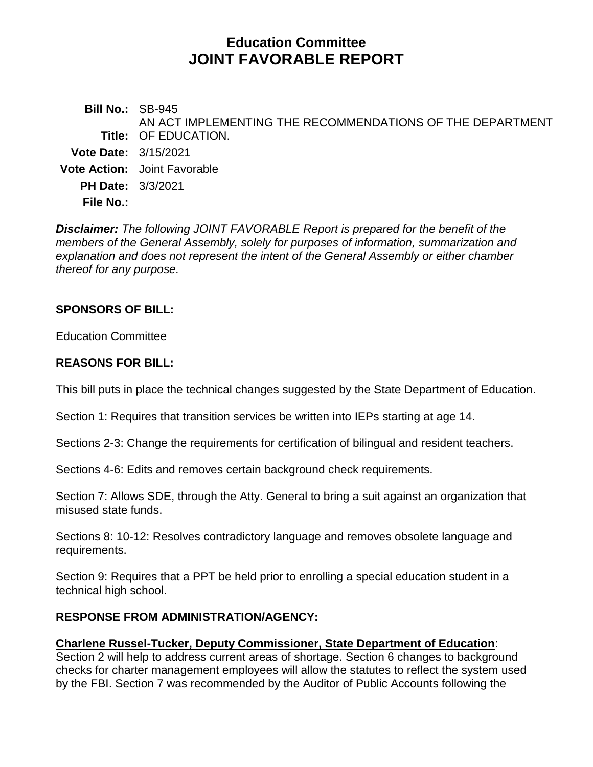# Education Committee
# JOINT FAVORABLE REPORT

**Bill No.:** SB-945
**Title:** AN ACT IMPLEMENTING THE RECOMMENDATIONS OF THE DEPARTMENT OF EDUCATION.
**Vote Date:** 3/15/2021
**Vote Action:** Joint Favorable
**PH Date:** 3/3/2021
**File No.:**

***Disclaimer:*** *The following JOINT FAVORABLE Report is prepared for the benefit of the members of the General Assembly, solely for purposes of information, summarization and explanation and does not represent the intent of the General Assembly or either chamber thereof for any purpose.*

## SPONSORS OF BILL:

Education Committee

## REASONS FOR BILL:

This bill puts in place the technical changes suggested by the State Department of Education.

Section 1: Requires that transition services be written into IEPs starting at age 14.

Sections 2-3: Change the requirements for certification of bilingual and resident teachers.

Sections 4-6: Edits and removes certain background check requirements.

Section 7: Allows SDE, through the Atty. General to bring a suit against an organization that misused state funds.

Sections 8: 10-12: Resolves contradictory language and removes obsolete language and requirements.

Section 9: Requires that a PPT be held prior to enrolling a special education student in a technical high school.

## RESPONSE FROM ADMINISTRATION/AGENCY:

**Charlene Russel-Tucker, Deputy Commissioner, State Department of Education**:
Section 2 will help to address current areas of shortage. Section 6 changes to background checks for charter management employees will allow the statutes to reflect the system used by the FBI. Section 7 was recommended by the Auditor of Public Accounts following the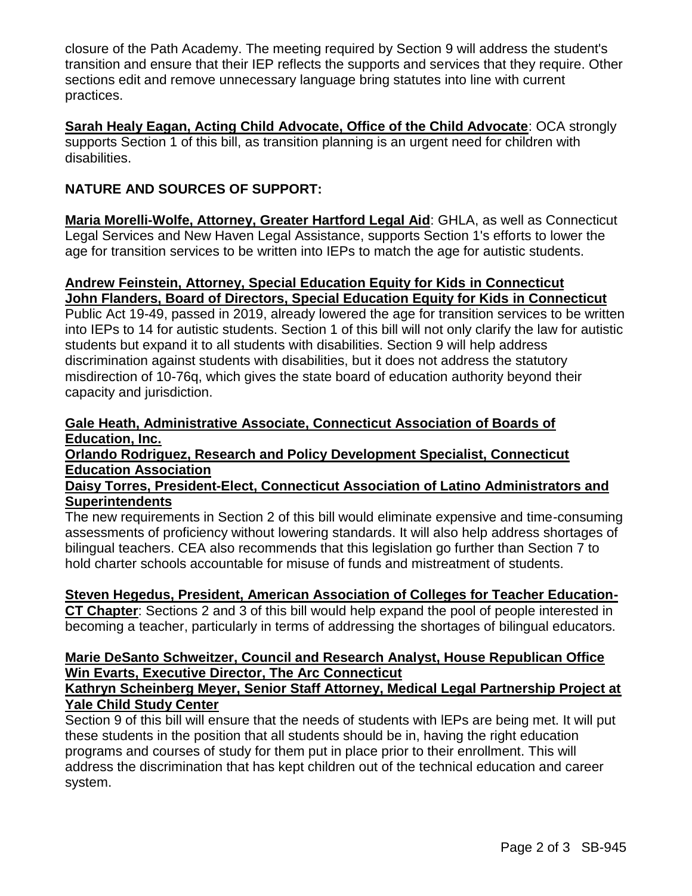closure of the Path Academy. The meeting required by Section 9 will address the student's transition and ensure that their IEP reflects the supports and services that they require. Other sections edit and remove unnecessary language bring statutes into line with current practices.

**Sarah Healy Eagan, Acting Child Advocate, Office of the Child Advocate**: OCA strongly supports Section 1 of this bill, as transition planning is an urgent need for children with disabilities.

## NATURE AND SOURCES OF SUPPORT:

**Maria Morelli-Wolfe, Attorney, Greater Hartford Legal Aid**: GHLA, as well as Connecticut Legal Services and New Haven Legal Assistance, supports Section 1's efforts to lower the age for transition services to be written into IEPs to match the age for autistic students.

**Andrew Feinstein, Attorney, Special Education Equity for Kids in Connecticut**
**John Flanders, Board of Directors, Special Education Equity for Kids in Connecticut**
Public Act 19-49, passed in 2019, already lowered the age for transition services to be written into IEPs to 14 for autistic students. Section 1 of this bill will not only clarify the law for autistic students but expand it to all students with disabilities. Section 9 will help address discrimination against students with disabilities, but it does not address the statutory misdirection of 10-76q, which gives the state board of education authority beyond their capacity and jurisdiction.

**Gale Heath, Administrative Associate, Connecticut Association of Boards of Education, Inc.**
**Orlando Rodriguez, Research and Policy Development Specialist, Connecticut Education Association**
**Daisy Torres, President-Elect, Connecticut Association of Latino Administrators and Superintendents**
The new requirements in Section 2 of this bill would eliminate expensive and time-consuming assessments of proficiency without lowering standards. It will also help address shortages of bilingual teachers. CEA also recommends that this legislation go further than Section 7 to hold charter schools accountable for misuse of funds and mistreatment of students.

**Steven Hegedus, President, American Association of Colleges for Teacher Education-CT Chapter**: Sections 2 and 3 of this bill would help expand the pool of people interested in becoming a teacher, particularly in terms of addressing the shortages of bilingual educators.

**Marie DeSanto Schweitzer, Council and Research Analyst, House Republican Office**
**Win Evarts, Executive Director, The Arc Connecticut**
**Kathryn Scheinberg Meyer, Senior Staff Attorney, Medical Legal Partnership Project at Yale Child Study Center**
Section 9 of this bill will ensure that the needs of students with IEPs are being met. It will put these students in the position that all students should be in, having the right education programs and courses of study for them put in place prior to their enrollment. This will address the discrimination that has kept children out of the technical education and career system.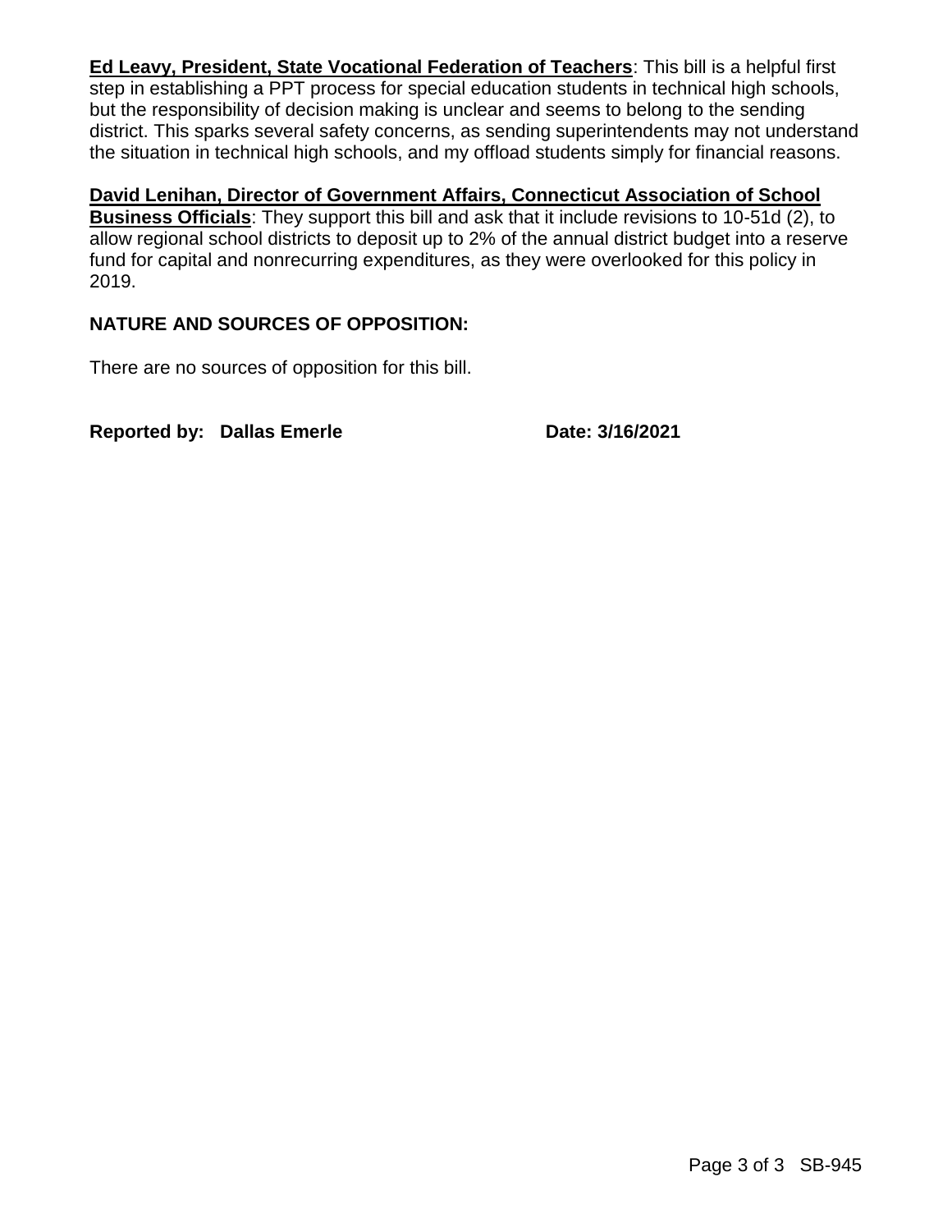**<u>Ed Leavy, President, State Vocational Federation of Teachers</u>**: This bill is a helpful first step in establishing a PPT process for special education students in technical high schools, but the responsibility of decision making is unclear and seems to belong to the sending district. This sparks several safety concerns, as sending superintendents may not understand the situation in technical high schools, and my offload students simply for financial reasons.

**<u>David Lenihan, Director of Government Affairs, Connecticut Association of School Business Officials</u>**: They support this bill and ask that it include revisions to 10-51d (2), to allow regional school districts to deposit up to 2% of the annual district budget into a reserve fund for capital and nonrecurring expenditures, as they were overlooked for this policy in 2019.

**NATURE AND SOURCES OF OPPOSITION:**

There are no sources of opposition for this bill.

**Reported by: Dallas Emerle** **Date: 3/16/2021**